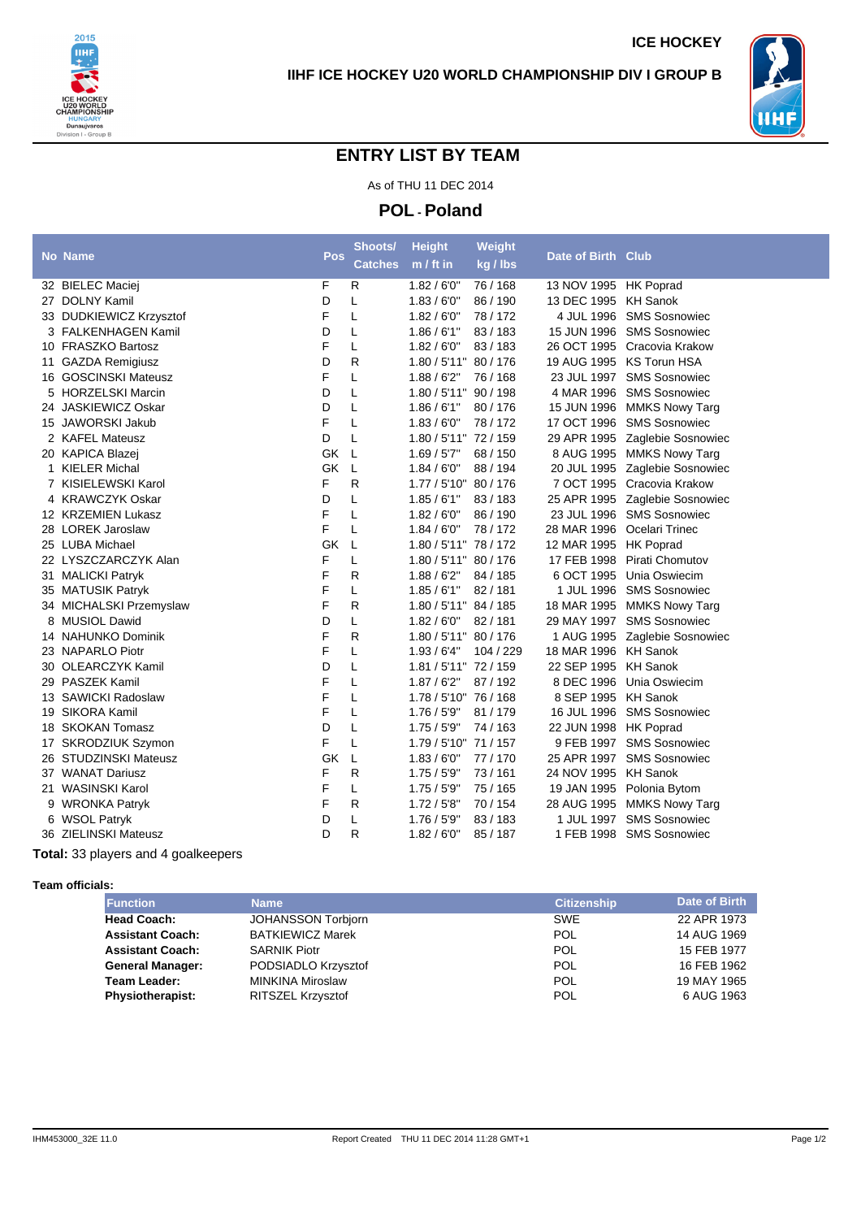ICE HOCKEY

IIHF ICE HOCKEY U20 WORLD CHAMPIONSHIP DIV I GROUP B

# ENTRY LIST BY TEAM

As of THU 11 DEC 2014

## POL - Poland

| No | Name | Pos | Shoots/ Catches | Height m / ft in | Weight kg / lbs | Date of Birth | Club |
|---|---|---|---|---|---|---|---|
| 32 | BIELEC Maciej | F | R | 1.82 / 6'0" | 76 / 168 | 13 NOV 1995 | HK Poprad |
| 27 | DOLNY Kamil | D | L | 1.83 / 6'0" | 86 / 190 | 13 DEC 1995 | KH Sanok |
| 33 | DUDKIEWICZ Krzysztof | F | L | 1.82 / 6'0" | 78 / 172 | 4 JUL 1996 | SMS Sosnowiec |
| 3 | FALKENHAGEN Kamil | D | L | 1.86 / 6'1" | 83 / 183 | 15 JUN 1996 | SMS Sosnowiec |
| 10 | FRASZKO Bartosz | F | L | 1.82 / 6'0" | 83 / 183 | 26 OCT 1995 | Cracovia Krakow |
| 11 | GAZDA Remigiusz | D | R | 1.80 / 5'11" | 80 / 176 | 19 AUG 1995 | KS Torun HSA |
| 16 | GOSCINSKI Mateusz | F | L | 1.88 / 6'2" | 76 / 168 | 23 JUL 1997 | SMS Sosnowiec |
| 5 | HORZELSKI Marcin | D | L | 1.80 / 5'11" | 90 / 198 | 4 MAR 1996 | SMS Sosnowiec |
| 24 | JASKIEWICZ Oskar | D | L | 1.86 / 6'1" | 80 / 176 | 15 JUN 1996 | MMKS Nowy Targ |
| 15 | JAWORSKI Jakub | F | L | 1.83 / 6'0" | 78 / 172 | 17 OCT 1996 | SMS Sosnowiec |
| 2 | KAFEL Mateusz | D | L | 1.80 / 5'11" | 72 / 159 | 29 APR 1995 | Zaglebie Sosnowiec |
| 20 | KAPICA Blazej | GK | L | 1.69 / 5'7" | 68 / 150 | 8 AUG 1995 | MMKS Nowy Targ |
| 1 | KIELER Michal | GK | L | 1.84 / 6'0" | 88 / 194 | 20 JUL 1995 | Zaglebie Sosnowiec |
| 7 | KISIELEWSKI Karol | F | R | 1.77 / 5'10" | 80 / 176 | 7 OCT 1995 | Cracovia Krakow |
| 4 | KRAWCZYK Oskar | D | L | 1.85 / 6'1" | 83 / 183 | 25 APR 1995 | Zaglebie Sosnowiec |
| 12 | KRZEMIEN Lukasz | F | L | 1.82 / 6'0" | 86 / 190 | 23 JUL 1996 | SMS Sosnowiec |
| 28 | LOREK Jaroslaw | F | L | 1.84 / 6'0" | 78 / 172 | 28 MAR 1996 | Ocelari Trinec |
| 25 | LUBA Michael | GK | L | 1.80 / 5'11" | 78 / 172 | 12 MAR 1995 | HK Poprad |
| 22 | LYSZCZARCZYK Alan | F | L | 1.80 / 5'11" | 80 / 176 | 17 FEB 1998 | Pirati Chomutov |
| 31 | MALICKI Patryk | F | R | 1.88 / 6'2" | 84 / 185 | 6 OCT 1995 | Unia Oswiecim |
| 35 | MATUSIK Patryk | F | L | 1.85 / 6'1" | 82 / 181 | 1 JUL 1996 | SMS Sosnowiec |
| 34 | MICHALSKI Przemyslaw | F | R | 1.80 / 5'11" | 84 / 185 | 18 MAR 1995 | MMKS Nowy Targ |
| 8 | MUSIOL Dawid | D | L | 1.82 / 6'0" | 82 / 181 | 29 MAY 1997 | SMS Sosnowiec |
| 14 | NAHUNKO Dominik | F | R | 1.80 / 5'11" | 80 / 176 | 1 AUG 1995 | Zaglebie Sosnowiec |
| 23 | NAPARLO Piotr | F | L | 1.93 / 6'4" | 104 / 229 | 18 MAR 1996 | KH Sanok |
| 30 | OLEARCZYK Kamil | D | L | 1.81 / 5'11" | 72 / 159 | 22 SEP 1995 | KH Sanok |
| 29 | PASZEK Kamil | F | L | 1.87 / 6'2" | 87 / 192 | 8 DEC 1996 | Unia Oswiecim |
| 13 | SAWICKI Radoslaw | F | L | 1.78 / 5'10" | 76 / 168 | 8 SEP 1995 | KH Sanok |
| 19 | SIKORA Kamil | F | L | 1.76 / 5'9" | 81 / 179 | 16 JUL 1996 | SMS Sosnowiec |
| 18 | SKOKAN Tomasz | D | L | 1.75 / 5'9" | 74 / 163 | 22 JUN 1998 | HK Poprad |
| 17 | SKRODZIUK Szymon | F | L | 1.79 / 5'10" | 71 / 157 | 9 FEB 1997 | SMS Sosnowiec |
| 26 | STUDZINSKI Mateusz | GK | L | 1.83 / 6'0" | 77 / 170 | 25 APR 1997 | SMS Sosnowiec |
| 37 | WANAT Dariusz | F | R | 1.75 / 5'9" | 73 / 161 | 24 NOV 1995 | KH Sanok |
| 21 | WASINSKI Karol | F | L | 1.75 / 5'9" | 75 / 165 | 19 JAN 1995 | Polonia Bytom |
| 9 | WRONKA Patryk | F | R | 1.72 / 5'8" | 70 / 154 | 28 AUG 1995 | MMKS Nowy Targ |
| 6 | WSOL Patryk | D | L | 1.76 / 5'9" | 83 / 183 | 1 JUL 1997 | SMS Sosnowiec |
| 36 | ZIELINSKI Mateusz | D | R | 1.82 / 6'0" | 85 / 187 | 1 FEB 1998 | SMS Sosnowiec |

**Total:** 33 players and 4 goalkeepers

**Team officials:**

| Function | Name | Citizenship | Date of Birth |
|---|---|---|---|
| **Head Coach:** | JOHANSSON Torbjorn | SWE | 22 APR 1973 |
| **Assistant Coach:** | BATKIEWICZ Marek | POL | 14 AUG 1969 |
| **Assistant Coach:** | SARNIK Piotr | POL | 15 FEB 1977 |
| **General Manager:** | PODSIADLO Krzysztof | POL | 16 FEB 1962 |
| **Team Leader:** | MINKINA Miroslaw | POL | 19 MAY 1965 |
| **Physiotherapist:** | RITSZEL Krzysztof | POL | 6 AUG 1963 |

IHM453000_32E 11.0 Report Created THU 11 DEC 2014 11:28 GMT+1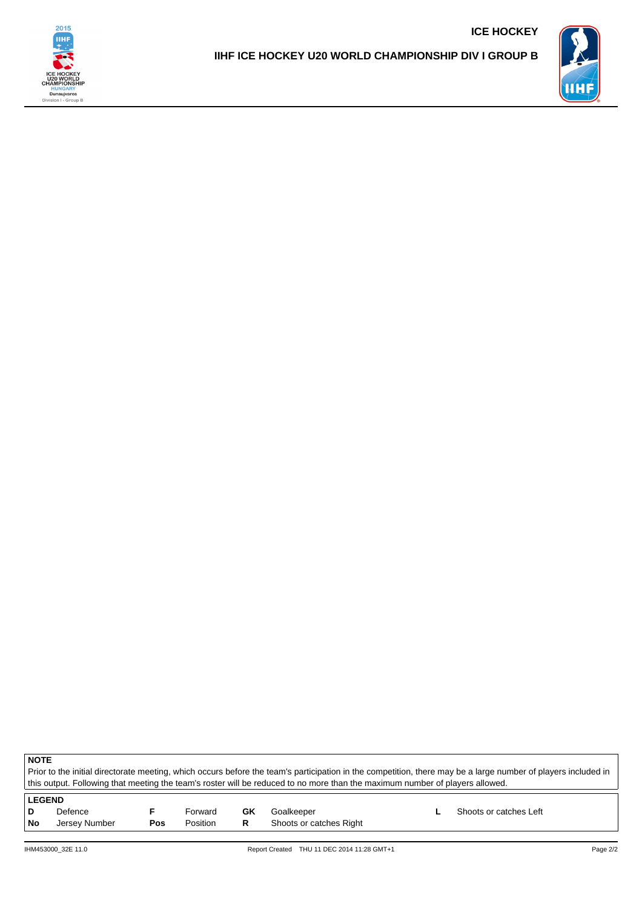**NOTE**

Prior to the initial directorate meeting, which occurs before the team's participation in the competition, there may be a large number of players included in this output. Following that meeting the team's roster will be reduced to no more than the maximum number of players allowed.

**LEGEND**

| | | | | | | | |
|---|---|---|---|---|---|---|---|
| **D** | Defence | **F** | Forward | **GK** | Goalkeeper | **L** | Shoots or catches Left |
| **No** | Jersey Number | **Pos** | Position | **R** | Shoots or catches Right | | |

IHM453000_32E 11.0 Report Created THU 11 DEC 2014 11:28 GMT+1